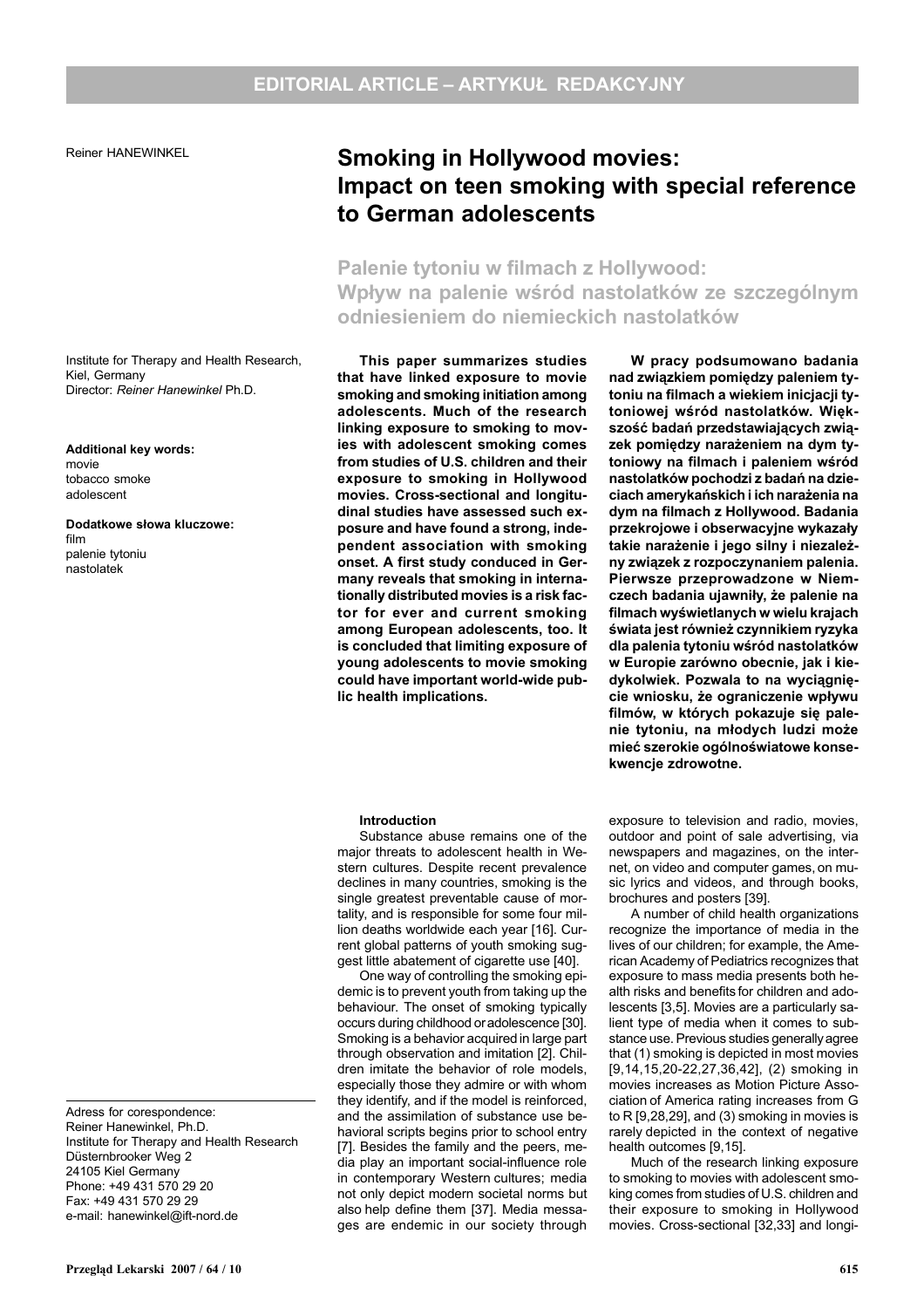EDITORIAL ARTICLE – ARTYKUŁ REDAKCYJNY

Reiner HANEWINKEL

# Smoking in Hollywood movies: Impact on teen smoking with special reference to German adolescents

## Palenie tytoniu w filmach z Hollywood: Wpływ na palenie wśród nastolatków ze szczególnym odniesieniem do niemieckich nastolatków

Institute for Therapy and Health Research, Kiel, Germany
Director: *Reiner Hanewinkel* Ph.D.

**Additional key words:**
movie
tobacco smoke
adolescent

**Dodatkowe słowa kluczowe:**
film
palenie tytoniu
nastolatek

Adress for corespondence:
Reiner Hanewinkel, Ph.D.
Institute for Therapy and Health Research
Düsternbrooker Weg 2
24105 Kiel Germany
Phone: +49 431 570 29 20
Fax: +49 431 570 29 29
e-mail: hanewinkel@ift-nord.de

**This paper summarizes studies that have linked exposure to movie smoking and smoking initiation among adolescents. Much of the research linking exposure to smoking to movies with adolescent smoking comes from studies of U.S. children and their exposure to smoking in Hollywood movies. Cross-sectional and longitudinal studies have assessed such exposure and have found a strong, independent association with smoking onset. A first study conducted in Germany reveals that smoking in internationally distributed movies is a risk factor for ever and current smoking among European adolescents, too. It is concluded that limiting exposure of young adolescents to movie smoking could have important world-wide public health implications.**

**W pracy podsumowano badania nad związkiem pomiędzy paleniem tytoniu na filmach a wiekiem inicjacji tytoniowej wśród nastolatków. Większość badań przedstawiających związek pomiędzy narażeniem na dym tytoniowy na filmach i paleniem wśród nastolatków pochodzi z badań na dzieciach amerykańskich i ich narażenia na dym na filmach z Hollywood. Badania przekrojowe i obserwacyjne wykazały takie narażenie i jego silny i niezależny związek z rozpoczynaniem palenia. Pierwsze przeprowadzone w Niemczech badania ujawniły, że palenie na filmach wyświetlanych w wielu krajach świata jest również czynnikiem ryzyka dla palenia tytoniu wśród nastolatków w Europie zarówno obecnie, jak i kiedykolwiek. Pozwala to na wyciągnięcie wniosku, że ograniczenie wpływu filmów, w których pokazuje się palenie tytoniu, na młodych ludzi może mieć szerokie ogólnoświatowe konsekwencje zdrowotne.**

### Introduction

Substance abuse remains one of the major threats to adolescent health in Western cultures. Despite recent prevalence declines in many countries, smoking is the single greatest preventable cause of mortality, and is responsible for some four million deaths worldwide each year [16]. Current global patterns of youth smoking suggest little abatement of cigarette use [40].

One way of controlling the smoking epidemic is to prevent youth from taking up the behaviour. The onset of smoking typically occurs during childhood or adolescence [30]. Smoking is a behavior acquired in large part through observation and imitation [2]. Children imitate the behavior of role models, especially those they admire or with whom they identify, and if the model is reinforced, and the assimilation of substance use behavioral scripts begins prior to school entry [7]. Besides the family and the peers, media play an important social-influence role in contemporary Western cultures; media not only depict modern societal norms but also help define them [37]. Media messages are endemic in our society through exposure to television and radio, movies, outdoor and point of sale advertising, via newspapers and magazines, on the internet, on video and computer games, on music lyrics and videos, and through books, brochures and posters [39].

A number of child health organizations recognize the importance of media in the lives of our children; for example, the American Academy of Pediatrics recognizes that exposure to mass media presents both health risks and benefits for children and adolescents [3,5]. Movies are a particularly salient type of media when it comes to substance use. Previous studies generally agree that (1) smoking is depicted in most movies [9,14,15,20-22,27,36,42], (2) smoking in movies increases as Motion Picture Association of America rating increases from G to R [9,28,29], and (3) smoking in movies is rarely depicted in the context of negative health outcomes [9,15].

Much of the research linking exposure to smoking to movies with adolescent smoking comes from studies of U.S. children and their exposure to smoking in Hollywood movies. Cross-sectional [32,33] and longi-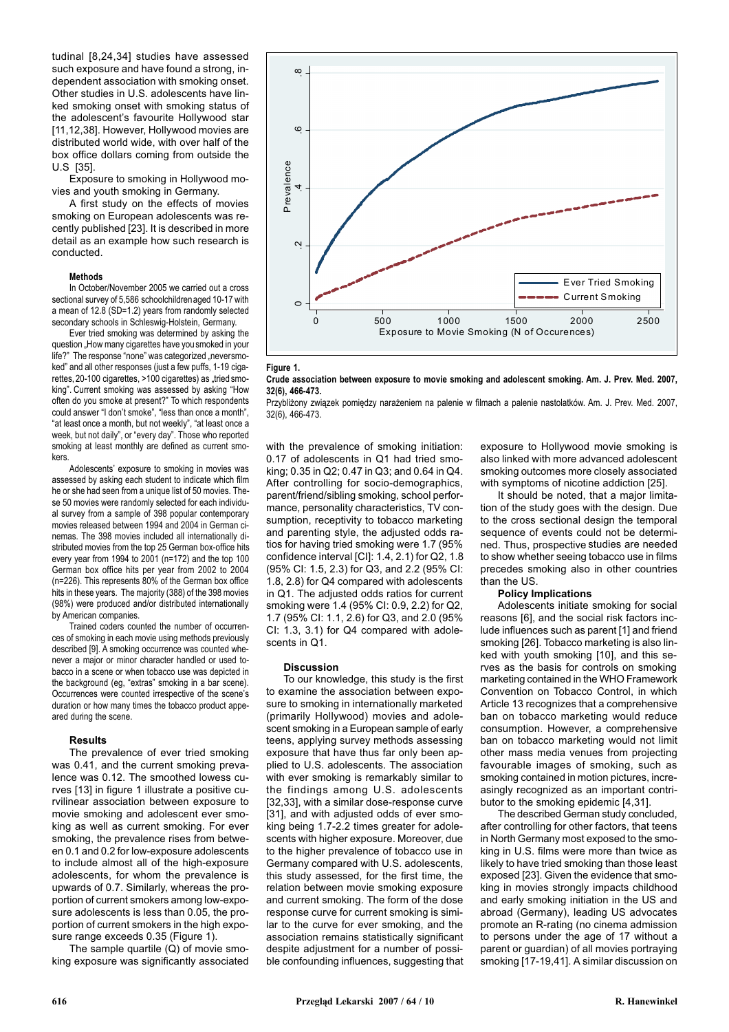tudinal [8,24,34] studies have assessed such exposure and have found a strong, independent association with smoking onset. Other studies in U.S. adolescents have linked smoking onset with smoking status of the adolescent's favourite Hollywood star [11,12,38]. However, Hollywood movies are distributed world wide, with over half of the box office dollars coming from outside the U.S [35].

Exposure to smoking in Hollywood movies and youth smoking in Germany.

A first study on the effects of movies smoking on European adolescents was recently published [23]. It is described in more detail as an example how such research is conducted.

#### Methods

In October/November 2005 we carried out a cross sectional survey of 5,586 schoolchildren aged 10-17 with a mean of 12.8 (SD=1.2) years from randomly selected secondary schools in Schleswig-Holstein, Germany.

Ever tried smoking was determined by asking the question „How many cigarettes have you smoked in your life?" The response "none" was categorized „neversmoked" and all other responses (just a few puffs, 1-19 cigarettes, 20-100 cigarettes, >100 cigarettes) as „tried smoking". Current smoking was assessed by asking "How often do you smoke at present?" To which respondents could answer "I don't smoke", "less than once a month", "at least once a month, but not weekly", "at least once a week, but not daily", or "every day". Those who reported smoking at least monthly are defined as current smokers.

Adolescents' exposure to smoking in movies was assessed by asking each student to indicate which film he or she had seen from a unique list of 50 movies. These 50 movies were randomly selected for each individual survey from a sample of 398 popular contemporary movies released between 1994 and 2004 in German cinemas. The 398 movies included all internationally distributed movies from the top 25 German box-office hits every year from 1994 to 2001 (n=172) and the top 100 German box office hits per year from 2002 to 2004 (n=226). This represents 80% of the German box office hits in these years. The majority (388) of the 398 movies (98%) were produced and/or distributed internationally by American companies.

Trained coders counted the number of occurrences of smoking in each movie using methods previously described [9]. A smoking occurrence was counted whenever a major or minor character handled or used tobacco in a scene or when tobacco use was depicted in the background (eg, "extras" smoking in a bar scene). Occurrences were counted irrespective of the scene's duration or how many times the tobacco product appeared during the scene.

### Results

The prevalence of ever tried smoking was 0.41, and the current smoking prevalence was 0.12. The smoothed lowess curves [13] in figure 1 illustrate a positive curvilinear association between exposure to movie smoking and adolescent ever smoking as well as current smoking. For ever smoking, the prevalence rises from between 0.1 and 0.2 for low-exposure adolescents to include almost all of the high-exposure adolescents, for whom the prevalence is upwards of 0.7. Similarly, whereas the proportion of current smokers among low-exposure adolescents is less than 0.05, the proportion of current smokers in the high exposure range exceeds 0.35 (Figure 1).

The sample quartile (Q) of movie smoking exposure was significantly associated with the prevalence of smoking initiation: 0.17 of adolescents in Q1 had tried smoking; 0.35 in Q2; 0.47 in Q3; and 0.64 in Q4. After controlling for socio-demographics, parent/friend/sibling smoking, school performance, personality characteristics, TV consumption, receptivity to tobacco marketing and parenting style, the adjusted odds ratios for having tried smoking were 1.7 (95% confidence interval [CI]: 1.4, 2.1) for Q2, 1.8 (95% CI: 1.5, 2.3) for Q3, and 2.2 (95% CI: 1.8, 2.8) for Q4 compared with adolescents in Q1. The adjusted odds ratios for current smoking were 1.4 (95% CI: 0.9, 2.2) for Q2, 1.7 (95% CI: 1.1, 2.6) for Q3, and 2.0 (95% CI: 1.3, 3.1) for Q4 compared with adolescents in Q1.

**Figure 1.**

**Crude association between exposure to movie smoking and adolescent smoking. Am. J. Prev. Med. 2007, 32(6), 466-473.**

Przybliżony związek pomiędzy narażeniem na palenie w filmach a palenie nastolatków. Am. J. Prev. Med. 2007, 32(6), 466-473.

### Discussion

To our knowledge, this study is the first to examine the association between exposure to smoking in internationally marketed (primarily Hollywood) movies and adolescent smoking in a European sample of early teens, applying survey methods assessing exposure that have thus far only been applied to U.S. adolescents. The association with ever smoking is remarkably similar to the findings among U.S. adolescents [32,33], with a similar dose-response curve [31], and with adjusted odds of ever smoking being 1.7-2.2 times greater for adolescents with higher exposure. Moreover, due to the higher prevalence of tobacco use in Germany compared with U.S. adolescents, this study assessed, for the first time, the relation between movie smoking exposure and current smoking. The form of the dose response curve for current smoking is similar to the curve for ever smoking, and the association remains statistically significant despite adjustment for a number of possible confounding influences, suggesting that exposure to Hollywood movie smoking is also linked with more advanced adolescent smoking outcomes more closely associated with symptoms of nicotine addiction [25].

It should be noted, that a major limitation of the study goes with the design. Due to the cross sectional design the temporal sequence of events could not be determined. Thus, prospective studies are needed to show whether seeing tobacco use in films precedes smoking also in other countries than the US.

#### Policy Implications

Adolescents initiate smoking for social reasons [6], and the social risk factors include influences such as parent [1] and friend smoking [26]. Tobacco marketing is also linked with youth smoking [10], and this serves as the basis for controls on smoking marketing contained in the WHO Framework Convention on Tobacco Control, in which Article 13 recognizes that a comprehensive ban on tobacco marketing would reduce consumption. However, a comprehensive ban on tobacco marketing would not limit other mass media venues from projecting favourable images of smoking, such as smoking contained in motion pictures, increasingly recognized as an important contributor to the smoking epidemic [4,31].

The described German study concluded, after controlling for other factors, that teens in North Germany most exposed to the smoking in U.S. films were more than twice as likely to have tried smoking than those least exposed [23]. Given the evidence that smoking in movies strongly impacts childhood and early smoking initiation in the US and abroad (Germany), leading US advocates promote an R-rating (no cinema admission to persons under the age of 17 without a parent or guardian) of all movies portraying smoking [17-19,41]. A similar discussion on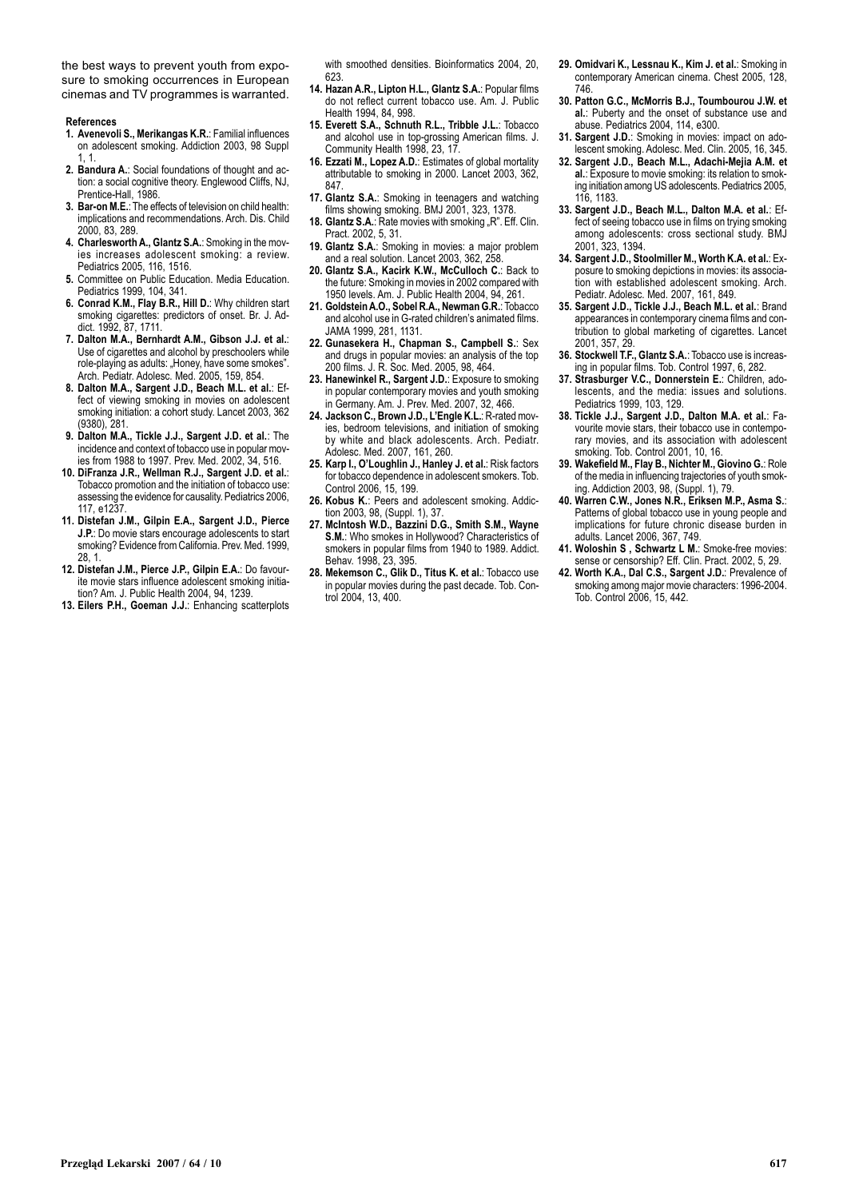the best ways to prevent youth from exposure to smoking occurrences in European cinemas and TV programmes is warranted.

**References**

1. **Avenevoli S., Merikangas K.R.**: Familial influences on adolescent smoking. Addiction 2003, 98 Suppl 1, 1.
2. **Bandura A.**: Social foundations of thought and action: a social cognitive theory. Englewood Cliffs, NJ, Prentice-Hall, 1986.
3. **Bar-on M.E.**: The effects of television on child health: implications and recommendations. Arch. Dis. Child 2000, 83, 289.
4. **Charlesworth A., Glantz S.A.**: Smoking in the movies increases adolescent smoking: a review. Pediatrics 2005, 116, 1516.
5. Committee on Public Education. Media Education. Pediatrics 1999, 104, 341.
6. **Conrad K.M., Flay B.R., Hill D.**: Why children start smoking cigarettes: predictors of onset. Br. J. Addict. 1992, 87, 1711.
7. **Dalton M.A., Bernhardt A.M., Gibson J.J. et al.**: Use of cigarettes and alcohol by preschoolers while role-playing as adults: „Honey, have some smokes". Arch. Pediatr. Adolesc. Med. 2005, 159, 854.
8. **Dalton M.A., Sargent J.D., Beach M.L. et al.**: Effect of viewing smoking in movies on adolescent smoking initiation: a cohort study. Lancet 2003, 362 (9380), 281.
9. **Dalton M.A., Tickle J.J., Sargent J.D. et al.**: The incidence and context of tobacco use in popular movies from 1988 to 1997. Prev. Med. 2002, 34, 516.
10. **DiFranza J.R., Wellman R.J., Sargent J.D. et al.**: Tobacco promotion and the initiation of tobacco use: assessing the evidence for causality. Pediatrics 2006, 117, e1237.
11. **Distefan J.M., Gilpin E.A., Sargent J.D., Pierce J.P.**: Do movie stars encourage adolescents to start smoking? Evidence from California. Prev. Med. 1999, 28, 1.
12. **Distefan J.M., Pierce J.P., Gilpin E.A.**: Do favourite movie stars influence adolescent smoking initiation? Am. J. Public Health 2004, 94, 1239.
13. **Eilers P.H., Goeman J.J.**: Enhancing scatterplots with smoothed densities. Bioinformatics 2004, 20, 623.
14. **Hazan A.R., Lipton H.L., Glantz S.A.**: Popular films do not reflect current tobacco use. Am. J. Public Health 1994, 84, 998.
15. **Everett S.A., Schnuth R.L., Tribble J.L.**: Tobacco and alcohol use in top-grossing American films. J. Community Health 1998, 23, 17.
16. **Ezzati M., Lopez A.D.**: Estimates of global mortality attributable to smoking in 2000. Lancet 2003, 362, 847.
17. **Glantz S.A.**: Smoking in teenagers and watching films showing smoking. BMJ 2001, 323, 1378.
18. **Glantz S.A.**: Rate movies with smoking „R". Eff. Clin. Pract. 2002, 5, 31.
19. **Glantz S.A.**: Smoking in movies: a major problem and a real solution. Lancet 2003, 362, 258.
20. **Glantz S.A., Kacirk K.W., McCulloch C.**: Back to the future: Smoking in movies in 2002 compared with 1950 levels. Am. J. Public Health 2004, 94, 261.
21. **Goldstein A.O., Sobel R.A., Newman G.R.**: Tobacco and alcohol use in G-rated children's animated films. JAMA 1999, 281, 1131.
22. **Gunasekera H., Chapman S., Campbell S.**: Sex and drugs in popular movies: an analysis of the top 200 films. J. R. Soc. Med. 2005, 98, 464.
23. **Hanewinkel R., Sargent J.D.**: Exposure to smoking in popular contemporary movies and youth smoking in Germany. Am. J. Prev. Med. 2007, 32, 466.
24. **Jackson C., Brown J.D., L'Engle K.L.**: R-rated movies, bedroom televisions, and initiation of smoking by white and black adolescents. Arch. Pediatr. Adolesc. Med. 2007, 161, 260.
25. **Karp I., O'Loughlin J., Hanley J. et al.**: Risk factors for tobacco dependence in adolescent smokers. Tob. Control 2006, 15, 199.
26. **Kobus K.**: Peers and adolescent smoking. Addiction 2003, 98, (Suppl. 1), 37.
27. **McIntosh W.D., Bazzini D.G., Smith S.M., Wayne S.M.**: Who smokes in Hollywood? Characteristics of smokers in popular films from 1940 to 1989. Addict. Behav. 1998, 23, 395.
28. **Mekemson C., Glik D., Titus K. et al.**: Tobacco use in popular movies during the past decade. Tob. Control 2004, 13, 400.
29. **Omidvari K., Lessnau K., Kim J. et al.**: Smoking in contemporary American cinema. Chest 2005, 128, 746.
30. **Patton G.C., McMorris B.J., Toumbourou J.W. et al.**: Puberty and the onset of substance use and abuse. Pediatrics 2004, 114, e300.
31. **Sargent J.D.**: Smoking in movies: impact on adolescent smoking. Adolesc. Med. Clin. 2005, 16, 345.
32. **Sargent J.D., Beach M.L., Adachi-Mejia A.M. et al.**: Exposure to movie smoking: its relation to smoking initiation among US adolescents. Pediatrics 2005, 116, 1183.
33. **Sargent J.D., Beach M.L., Dalton M.A. et al.**: Effect of seeing tobacco use in films on trying smoking among adolescents: cross sectional study. BMJ 2001, 323, 1394.
34. **Sargent J.D., Stoolmiller M., Worth K.A. et al.**: Exposure to smoking depictions in movies: its association with established adolescent smoking. Arch. Pediatr. Adolesc. Med. 2007, 161, 849.
35. **Sargent J.D., Tickle J.J., Beach M.L. et al.**: Brand appearances in contemporary cinema films and contribution to global marketing of cigarettes. Lancet 2001, 357, 29.
36. **Stockwell T.F., Glantz S.A.**: Tobacco use is increasing in popular films. Tob. Control 1997, 6, 282.
37. **Strasburger V.C., Donnerstein E.**: Children, adolescents, and the media: issues and solutions. Pediatrics 1999, 103, 129.
38. **Tickle J.J., Sargent J.D., Dalton M.A. et al.**: Favourite movie stars, their tobacco use in contemporary movies, and its association with adolescent smoking. Tob. Control 2001, 10, 16.
39. **Wakefield M., Flay B., Nichter M., Giovino G.**: Role of the media in influencing trajectories of youth smoking. Addiction 2003, 98, (Suppl. 1), 79.
40. **Warren C.W., Jones N.R., Eriksen M.P., Asma S.**: Patterns of global tobacco use in young people and implications for future chronic disease burden in adults. Lancet 2006, 367, 749.
41. **Woloshin S , Schwartz L M.**: Smoke-free movies: sense or censorship? Eff. Clin. Pract. 2002, 5, 29.
42. **Worth K.A., Dal C.S., Sargent J.D.**: Prevalence of smoking among major movie characters: 1996-2004. Tob. Control 2006, 15, 442.